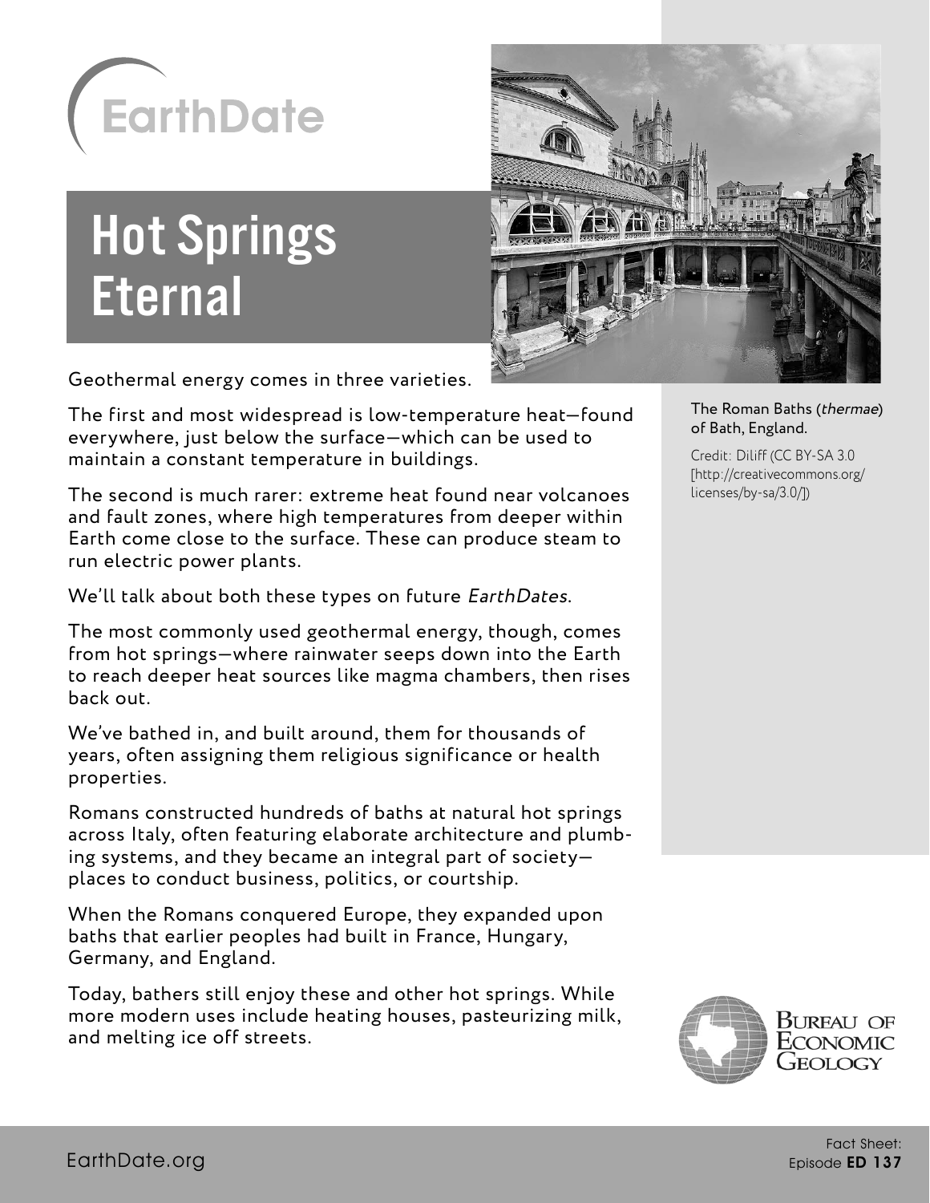EarthDate

# Hot Springs Eternal

Geothermal energy comes in three varieties.

The first and most widespread is low-temperature heat—found everywhere, just below the surface—which can be used to maintain a constant temperature in buildings.

The second is much rarer: extreme heat found near volcanoes and fault zones, where high temperatures from deeper within Earth come close to the surface. These can produce steam to run electric power plants.

We'll talk about both these types on future *EarthDates*.

The most commonly used geothermal energy, though, comes from hot springs—where rainwater seeps down into the Earth to reach deeper heat sources like magma chambers, then rises back out.

We've bathed in, and built around, them for thousands of years, often assigning them religious significance or health properties.

Romans constructed hundreds of baths at natural hot springs across Italy, often featuring elaborate architecture and plumbing systems, and they became an integral part of society—places to conduct business, politics, or courtship.

When the Romans conquered Europe, they expanded upon baths that earlier peoples had built in France, Hungary, Germany, and England.

Today, bathers still enjoy these and other hot springs. While more modern uses include heating houses, pasteurizing milk, and melting ice off streets.

The Roman Baths (*thermae*) of Bath, England.

Credit: Diliff (CC BY-SA 3.0 [http://creativecommons.org/licenses/by-sa/3.0/])

Bureau of Economic Geology

EarthDate.org

Fact Sheet: Episode **ED 137**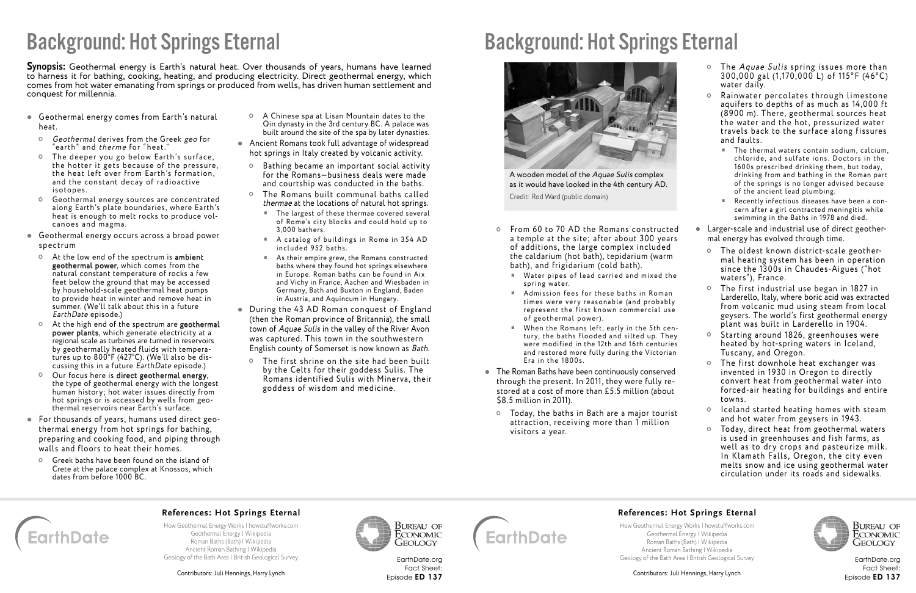# Background: Hot Springs Eternal

**Synopsis:** Geothermal energy is Earth's natural heat. Over thousands of years, humans have learned to harness it for bathing, cooking, heating, and producing electricity. Direct geothermal energy, which comes from hot water emanating from springs or produced from wells, has driven human settlement and conquest for millennia.

- Geothermal energy comes from Earth's natural heat.
  - *Geothermal* derives from the Greek *geo* for "earth" and *therme* for "heat."
  - The deeper you go below Earth's surface, the hotter it gets because of the pressure, the heat left over from Earth's formation, and the constant decay of radioactive isotopes.
  - Geothermal energy sources are concentrated along Earth's plate boundaries, where Earth's heat is enough to melt rocks to produce volcanoes and magma.
- Geothermal energy occurs across a broad power spectrum
  - At the low end of the spectrum is **ambient geothermal power**, which comes from the natural constant temperature of rocks a few feet below the ground that may be accessed by household-scale geothermal heat pumps to provide heat in winter and remove heat in summer. (We'll talk about this in a future *EarthDate* episode.)
  - At the high end of the spectrum are **geothermal power plants**, which generate electricity at a regional scale as turbines are turned in reservoirs by geothermally heated fluids with temperatures up to 800°F (427°C). (We'll also be discussing this in a future *EarthDate* episode.)
  - Our focus here is **direct geothermal energy**, the type of geothermal energy with the longest human history; hot water issues directly from hot springs or is accessed by wells from geothermal reservoirs near Earth's surface.
- For thousands of years, humans used direct geothermal energy from hot springs for bathing, preparing and cooking food, and piping through walls and floors to heat their homes.
  - Greek baths have been found on the island of Crete at the palace complex at Knossos, which dates from before 1000 BC.
  - A Chinese spa at Lisan Mountain dates to the Qin dynasty in the 3rd century BC. A palace was built around the site of the spa by later dynasties.
- Ancient Romans took full advantage of widespread hot springs in Italy created by volcanic activity.
  - Bathing became an important social activity for the Romans—business deals were made and courtship was conducted in the baths.
  - The Romans built communal baths called *thermae* at the locations of natural hot springs.
    - The largest of these thermae covered several of Rome's city blocks and could hold up to 3,000 bathers.
    - A catalog of buildings in Rome in 354 AD included 952 baths.
    - As their empire grew, the Romans constructed baths where they found hot springs elsewhere in Europe. Roman baths can be found in Aix and Vichy in France, Aachen and Wiesbaden in Germany, Bath and Buxton in England, Baden in Austria, and Aquincum in Hungary.
- During the 43 AD Roman conquest of England (then the Roman province of Britannia), the small town of *Aquae Sulis* in the valley of the River Avon was captured. This town in the southwestern English county of Somerset is now known as *Bath*.
  - The first shrine on the site had been built by the Celts for their goddess Sulis. The Romans identified Sulis with Minerva, their goddess of wisdom and medicine.

A wooden model of the *Aquae Sulis* complex as it would have looked in the 4th century AD.
Credit: Rod Ward (public domain)

  - From 60 to 70 AD the Romans constructed a temple at the site; after about 300 years of additions, the large complex included the caldarium (hot bath), tepidarium (warm bath), and frigidarium (cold bath).
    - Water pipes of lead carried and mixed the spring water.
    - Admission fees for these baths in Roman times were very reasonable (and probably represent the first known commercial use of geothermal power).
    - When the Romans left, early in the 5th century, the baths flooded and silted up. They were modified in the 12th and 16th centuries and restored more fully during the Victorian Era in the 1800s.
- The Roman Baths have been continuously conserved through the present. In 2011, they were fully restored at a cost of more than £5.5 million (about $8.5 million in 2011).
  - Today, the baths in Bath are a major tourist attraction, receiving more than 1 million visitors a year.
  - The *Aquae Sulis* spring issues more than 300,000 gal (1,170,000 L) of 115°F (46°C) water daily.
  - Rainwater percolates through limestone aquifers to depths of as much as 14,000 ft (8900 m). There, geothermal sources heat the water and the hot, pressurized water travels back to the surface along fissures and faults.
    - The thermal waters contain sodium, calcium, chloride, and sulfate ions. Doctors in the 1600s prescribed drinking them, but today, drinking from and bathing in the Roman part of the springs is no longer advised because of the ancient lead plumbing.
    - Recently infectious diseases have been a concern after a girl contracted meningitis while swimming in the Baths in 1978 and died.
- Larger-scale and industrial use of direct geothermal energy has evolved through time.
  - The oldest known district-scale geothermal heating system has been in operation since the 1300s in Chaudes-Aigues ("hot waters"), France.
  - The first industrial use began in 1827 in Larderello, Italy, where boric acid was extracted from volcanic mud using steam from local geysers. The world's first geothermal energy plant was built in Larderello in 1904.
  - Starting around 1826, greenhouses were heated by hot-spring waters in Iceland, Tuscany, and Oregon.
  - The first downhole heat exchanger was invented in 1930 in Oregon to directly convert heat from geothermal water into forced-air heating for buildings and entire towns.
  - Iceland started heating homes with steam and hot water from geysers in 1943.
  - Today, direct heat from geothermal waters is used in greenhouses and fish farms, as well as to dry crops and pasteurize milk. In Klamath Falls, Oregon, the city even melts snow and ice using geothermal water circulation under its roads and sidewalks.

### References: Hot Springs Eternal

How Geothermal Energy Works | howstuffworks.com
Geothermal Energy | Wikipedia
Roman Baths (Bath) | Wikipedia
Ancient Roman Bathing | Wikipedia
Geology of the Bath Area | British Geological Survey

Contributors: Juli Hennings, Harry Lynch

EarthDate.org Fact Sheet: Episode **ED 137**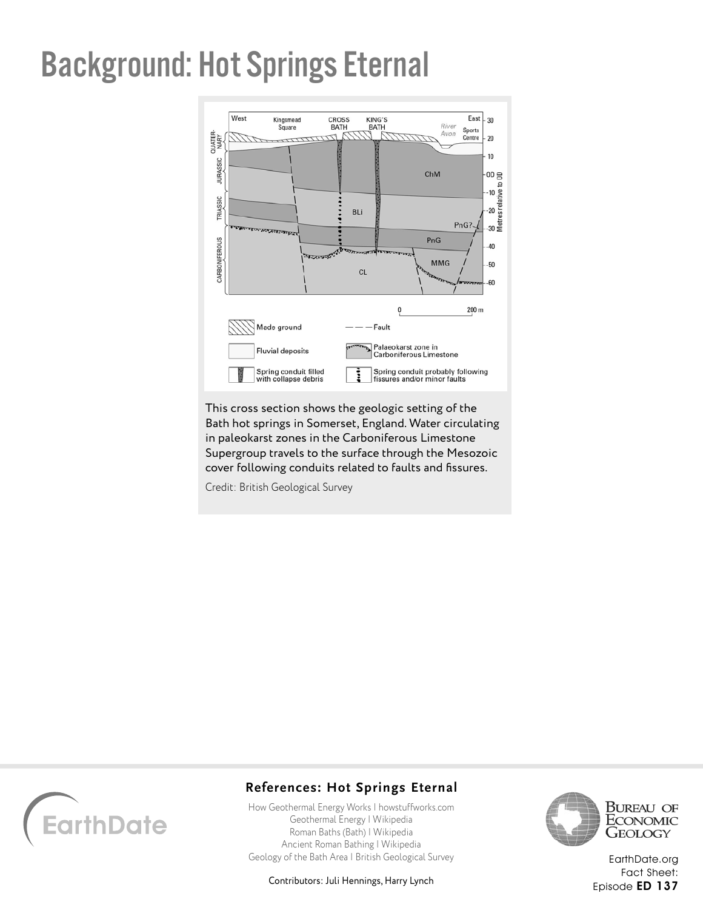# Background: Hot Springs Eternal

West
Kingsmead Square
CROSS BATH
KING'S BATH
East
River Avon
Sports Centre
QUATERNARY
JURASSIC
TRIASSIC
CARBONIFEROUS
ChM
BLi
PnG?
PnG
MMG
CL
30
20
10
OD
-10
-20
-30
-40
-50
-60
Metres relative to OD
0
200 m

Made ground
Fluvial deposits
Spring conduit filled with collapse debris
Fault
Palaeokarst zone in Carboniferous Limestone
Spring conduit probably following fissures and/or minor faults

This cross section shows the geologic setting of the Bath hot springs in Somerset, England. Water circulating in paleokarst zones in the Carboniferous Limestone Supergroup travels to the surface through the Mesozoic cover following conduits related to faults and fissures.

Credit: British Geological Survey

## References: Hot Springs Eternal

How Geothermal Energy Works | howstuffworks.com
Geothermal Energy | Wikipedia
Roman Baths (Bath) | Wikipedia
Ancient Roman Bathing | Wikipedia
Geology of the Bath Area | British Geological Survey

Contributors: Juli Hennings, Harry Lynch

EarthDate

Bureau of Economic Geology

EarthDate.org
Fact Sheet:
Episode **ED 137**